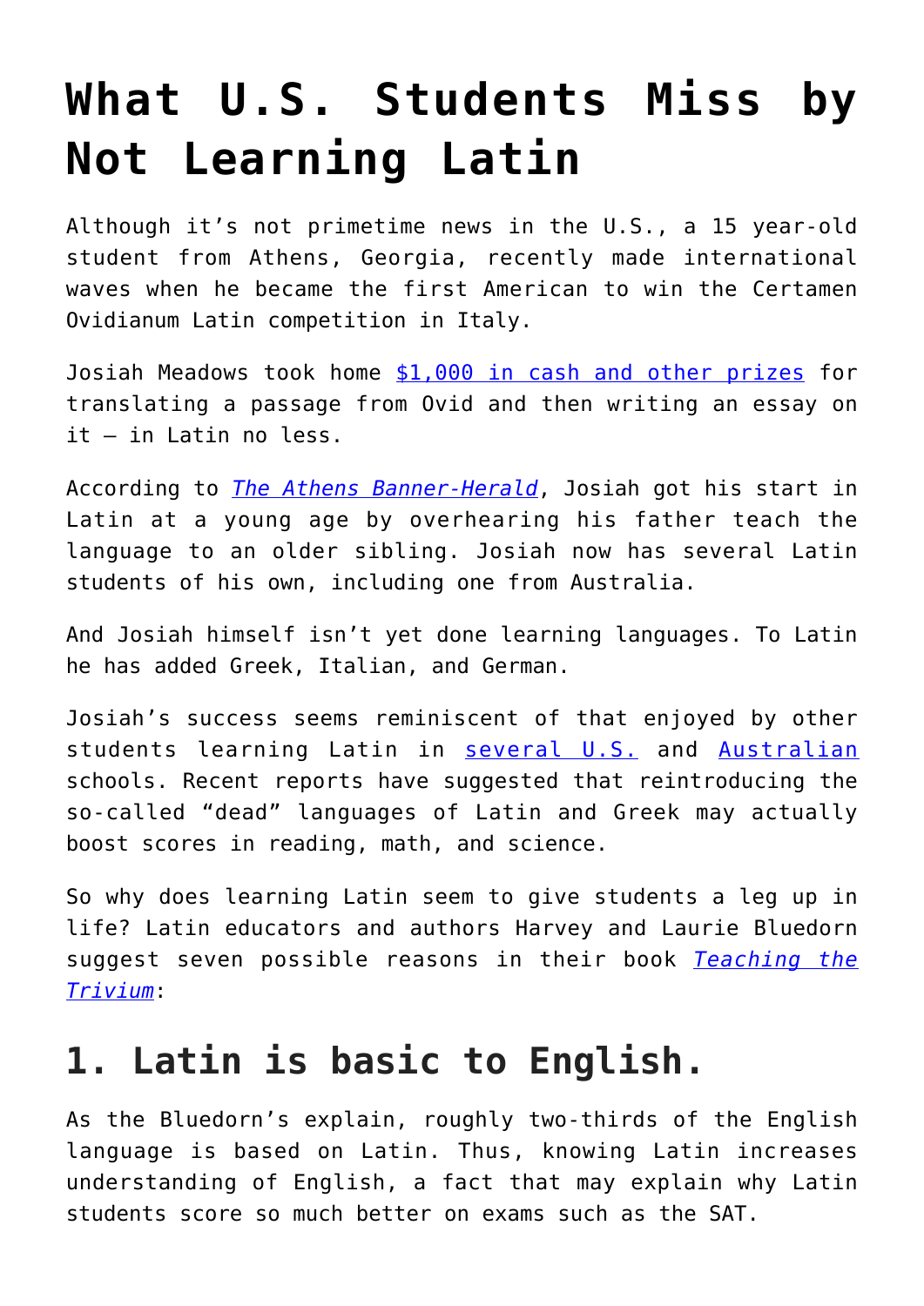# What U.S. Students Miss by Not Learning Latin

Although it's not primetime news in the U.S., a 15 year-old student from Athens, Georgia, recently made international waves when he became the first American to win the Certamen Ovidianum Latin competition in Italy.

Josiah Meadows took home [$1,000 in cash and other prizes] for translating a passage from Ovid and then writing an essay on it – in Latin no less.

According to *The Athens Banner-Herald*, Josiah got his start in Latin at a young age by overhearing his father teach the language to an older sibling. Josiah now has several Latin students of his own, including one from Australia.

And Josiah himself isn't yet done learning languages. To Latin he has added Greek, Italian, and German.

Josiah's success seems reminiscent of that enjoyed by other students learning Latin in several U.S. and Australian schools. Recent reports have suggested that reintroducing the so-called "dead" languages of Latin and Greek may actually boost scores in reading, math, and science.

So why does learning Latin seem to give students a leg up in life? Latin educators and authors Harvey and Laurie Bluedorn suggest seven possible reasons in their book *Teaching the Trivium*:

## 1. Latin is basic to English.

As the Bluedorn's explain, roughly two-thirds of the English language is based on Latin. Thus, knowing Latin increases understanding of English, a fact that may explain why Latin students score so much better on exams such as the SAT.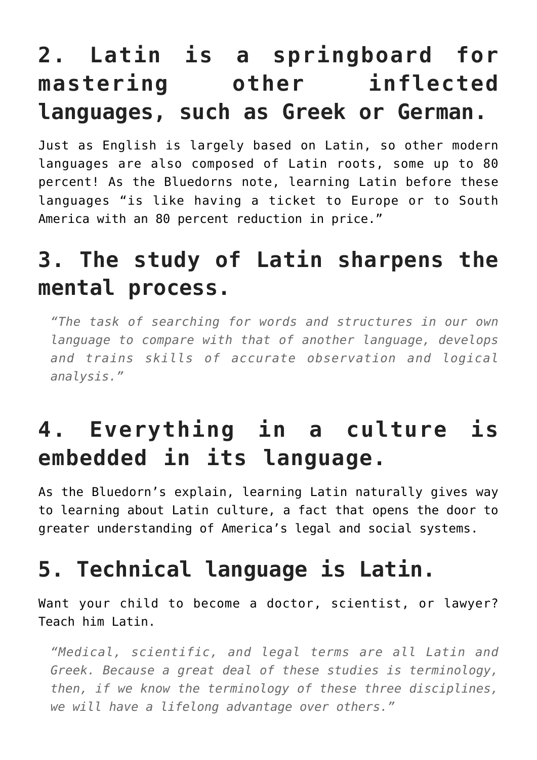## 2. Latin is a springboard for mastering other inflected languages, such as Greek or German.

Just as English is largely based on Latin, so other modern languages are also composed of Latin roots, some up to 80 percent! As the Bluedorns note, learning Latin before these languages "is like having a ticket to Europe or to South America with an 80 percent reduction in price."

## 3. The study of Latin sharpens the mental process.

> *"The task of searching for words and structures in our own language to compare with that of another language, develops and trains skills of accurate observation and logical analysis."*

## 4. Everything in a culture is embedded in its language.

As the Bluedorn's explain, learning Latin naturally gives way to learning about Latin culture, a fact that opens the door to greater understanding of America's legal and social systems.

## 5. Technical language is Latin.

Want your child to become a doctor, scientist, or lawyer? Teach him Latin.

> *"Medical, scientific, and legal terms are all Latin and Greek. Because a great deal of these studies is terminology, then, if we know the terminology of these three disciplines, we will have a lifelong advantage over others."*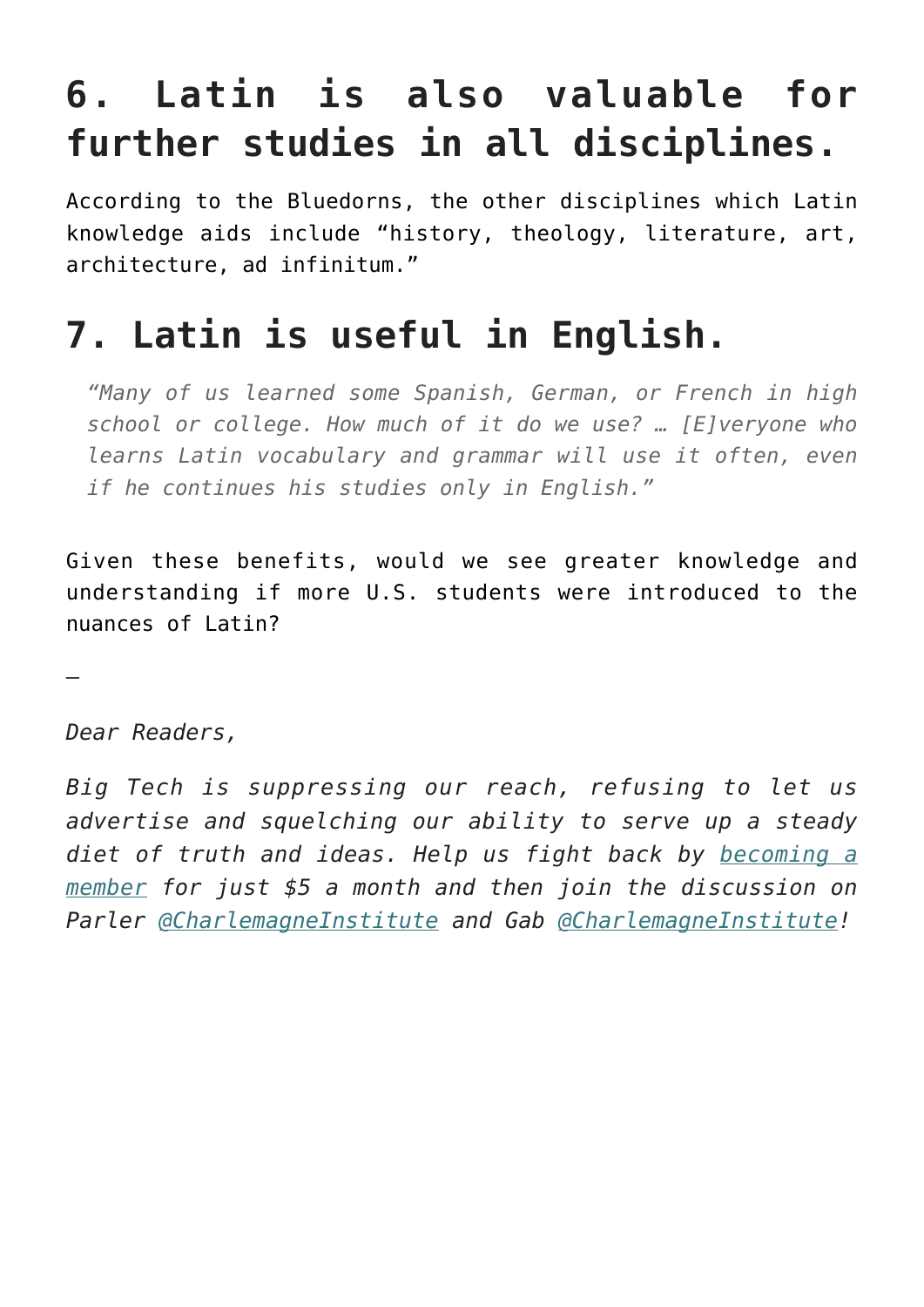## 6. Latin is also valuable for further studies in all disciplines.

According to the Bluedorns, the other disciplines which Latin knowledge aids include “history, theology, literature, art, architecture, ad infinitum.”

## 7. Latin is useful in English.

> *“Many of us learned some Spanish, German, or French in high school or college. How much of it do we use? … [E]veryone who learns Latin vocabulary and grammar will use it often, even if he continues his studies only in English.”*

Given these benefits, would we see greater knowledge and understanding if more U.S. students were introduced to the nuances of Latin?

—

*Dear Readers,*

*Big Tech is suppressing our reach, refusing to let us advertise and squelching our ability to serve up a steady diet of truth and ideas. Help us fight back by becoming a member for just $5 a month and then join the discussion on Parler @CharlemagneInstitute and Gab @CharlemagneInstitute!*